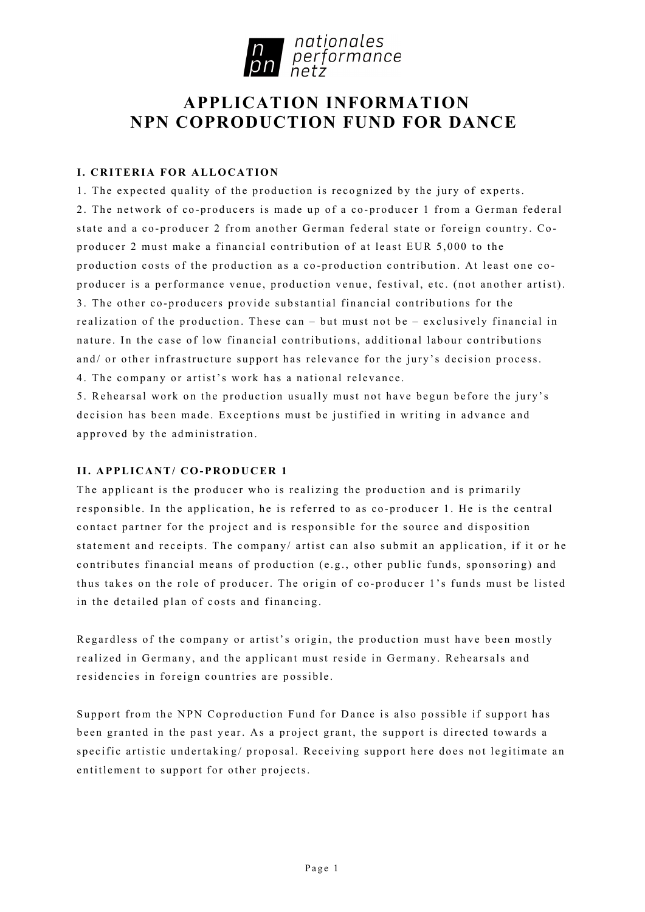# APPLICATION INFORMATION
# NPN COPRODUCTION FUND FOR DANCE

## I. CRITERIA FOR ALLOCATION

1. The expected quality of the production is recognized by the jury of experts.
2. The network of co-producers is made up of a co-producer 1 from a German federal state and a co-producer 2 from another German federal state or foreign country. Co-producer 2 must make a financial contribution of at least EUR 5,000 to the production costs of the production as a co-production contribution. At least one co-producer is a performance venue, production venue, festival, etc. (not another artist).
3. The other co-producers provide substantial financial contributions for the realization of the production. These can – but must not be – exclusively financial in nature. In the case of low financial contributions, additional labour contributions and/ or other infrastructure support has relevance for the jury's decision process.
4. The company or artist's work has a national relevance.
5. Rehearsal work on the production usually must not have begun before the jury's decision has been made. Exceptions must be justified in writing in advance and approved by the administration.

## II. APPLICANT/ CO-PRODUCER 1

The applicant is the producer who is realizing the production and is primarily responsible. In the application, he is referred to as co-producer 1. He is the central contact partner for the project and is responsible for the source and disposition statement and receipts. The company/ artist can also submit an application, if it or he contributes financial means of production (e.g., other public funds, sponsoring) and thus takes on the role of producer. The origin of co-producer 1's funds must be listed in the detailed plan of costs and financing.

Regardless of the company or artist's origin, the production must have been mostly realized in Germany, and the applicant must reside in Germany. Rehearsals and residencies in foreign countries are possible.

Support from the NPN Coproduction Fund for Dance is also possible if support has been granted in the past year. As a project grant, the support is directed towards a specific artistic undertaking/ proposal. Receiving support here does not legitimate an entitlement to support for other projects.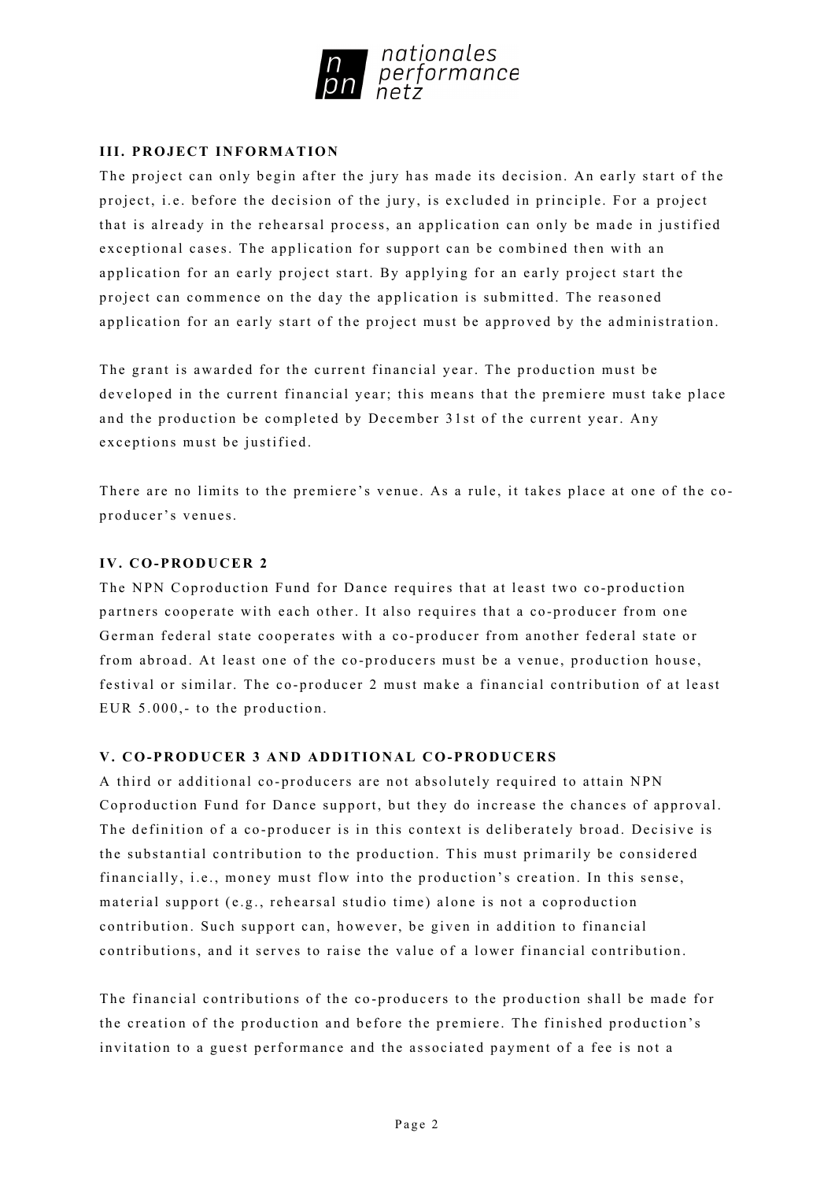## III. PROJECT INFORMATION

The project can only begin after the jury has made its decision. An early start of the project, i.e. before the decision of the jury, is excluded in principle. For a project that is already in the rehearsal process, an application can only be made in justified exceptional cases. The application for support can be combined then with an application for an early project start. By applying for an early project start the project can commence on the day the application is submitted. The reasoned application for an early start of the project must be approved by the administration.

The grant is awarded for the current financial year. The production must be developed in the current financial year; this means that the premiere must take place and the production be completed by December 31st of the current year. Any exceptions must be justified.

There are no limits to the premiere's venue. As a rule, it takes place at one of the co-producer's venues.

## IV. CO-PRODUCER 2

The NPN Coproduction Fund for Dance requires that at least two co-production partners cooperate with each other. It also requires that a co-producer from one German federal state cooperates with a co-producer from another federal state or from abroad. At least one of the co-producers must be a venue, production house, festival or similar. The co-producer 2 must make a financial contribution of at least EUR 5.000,- to the production.

## V. CO-PRODUCER 3 AND ADDITIONAL CO-PRODUCERS

A third or additional co-producers are not absolutely required to attain NPN Coproduction Fund for Dance support, but they do increase the chances of approval. The definition of a co-producer is in this context is deliberately broad. Decisive is the substantial contribution to the production. This must primarily be considered financially, i.e., money must flow into the production's creation. In this sense, material support (e.g., rehearsal studio time) alone is not a coproduction contribution. Such support can, however, be given in addition to financial contributions, and it serves to raise the value of a lower financial contribution.

The financial contributions of the co-producers to the production shall be made for the creation of the production and before the premiere. The finished production's invitation to a guest performance and the associated payment of a fee is not a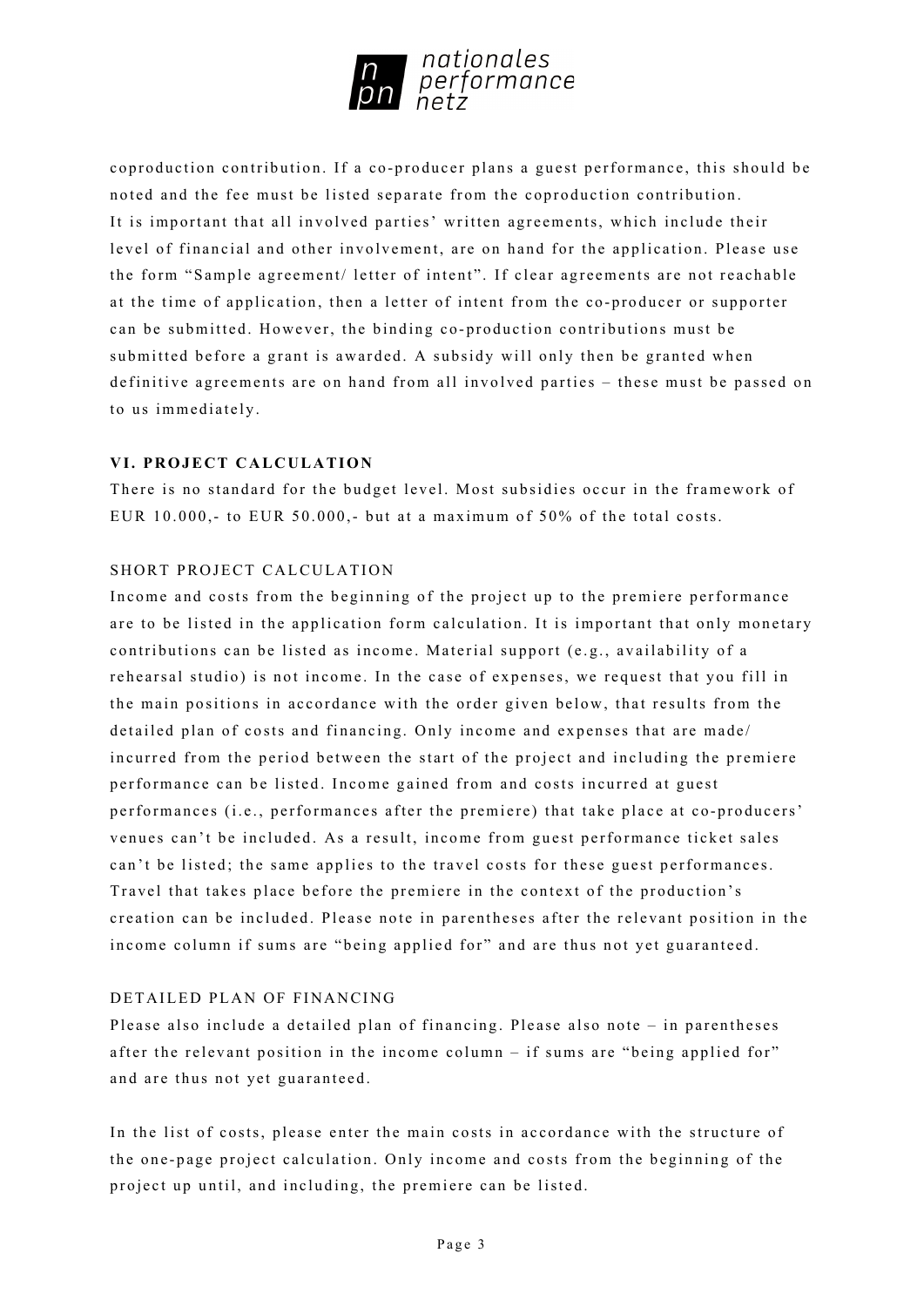coproduction contribution. If a co-producer plans a guest performance, this should be noted and the fee must be listed separate from the coproduction contribution.
It is important that all involved parties' written agreements, which include their level of financial and other involvement, are on hand for the application. Please use the form "Sample agreement/ letter of intent". If clear agreements are not reachable at the time of application, then a letter of intent from the co-producer or supporter can be submitted. However, the binding co-production contributions must be submitted before a grant is awarded. A subsidy will only then be granted when definitive agreements are on hand from all involved parties – these must be passed on to us immediately.

## VI. PROJECT CALCULATION

There is no standard for the budget level. Most subsidies occur in the framework of EUR 10.000,- to EUR 50.000,- but at a maximum of 50% of the total costs.

### SHORT PROJECT CALCULATION

Income and costs from the beginning of the project up to the premiere performance are to be listed in the application form calculation. It is important that only monetary contributions can be listed as income. Material support (e.g., availability of a rehearsal studio) is not income. In the case of expenses, we request that you fill in the main positions in accordance with the order given below, that results from the detailed plan of costs and financing. Only income and expenses that are made/ incurred from the period between the start of the project and including the premiere performance can be listed. Income gained from and costs incurred at guest performances (i.e., performances after the premiere) that take place at co-producers' venues can't be included. As a result, income from guest performance ticket sales can't be listed; the same applies to the travel costs for these guest performances. Travel that takes place before the premiere in the context of the production's creation can be included. Please note in parentheses after the relevant position in the income column if sums are "being applied for" and are thus not yet guaranteed.

### DETAILED PLAN OF FINANCING

Please also include a detailed plan of financing. Please also note – in parentheses after the relevant position in the income column – if sums are "being applied for" and are thus not yet guaranteed.

In the list of costs, please enter the main costs in accordance with the structure of the one-page project calculation. Only income and costs from the beginning of the project up until, and including, the premiere can be listed.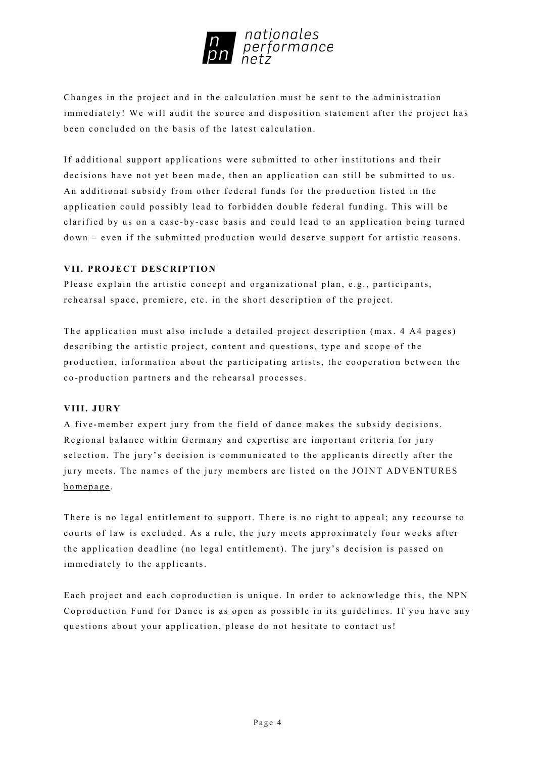Changes in the project and in the calculation must be sent to the administration immediately! We will audit the source and disposition statement after the project has been concluded on the basis of the latest calculation.

If additional support applications were submitted to other institutions and their decisions have not yet been made, then an application can still be submitted to us. An additional subsidy from other federal funds for the production listed in the application could possibly lead to forbidden double federal funding. This will be clarified by us on a case-by-case basis and could lead to an application being turned down – even if the submitted production would deserve support for artistic reasons.

### VII. PROJECT DESCRIPTION

Please explain the artistic concept and organizational plan, e.g., participants, rehearsal space, premiere, etc. in the short description of the project.

The application must also include a detailed project description (max. 4 A4 pages) describing the artistic project, content and questions, type and scope of the production, information about the participating artists, the cooperation between the co-production partners and the rehearsal processes.

### VIII. JURY

A five-member expert jury from the field of dance makes the subsidy decisions. Regional balance within Germany and expertise are important criteria for jury selection. The jury's decision is communicated to the applicants directly after the jury meets. The names of the jury members are listed on the JOINT ADVENTURES homepage.

There is no legal entitlement to support. There is no right to appeal; any recourse to courts of law is excluded. As a rule, the jury meets approximately four weeks after the application deadline (no legal entitlement). The jury's decision is passed on immediately to the applicants.

Each project and each coproduction is unique. In order to acknowledge this, the NPN Coproduction Fund for Dance is as open as possible in its guidelines. If you have any questions about your application, please do not hesitate to contact us!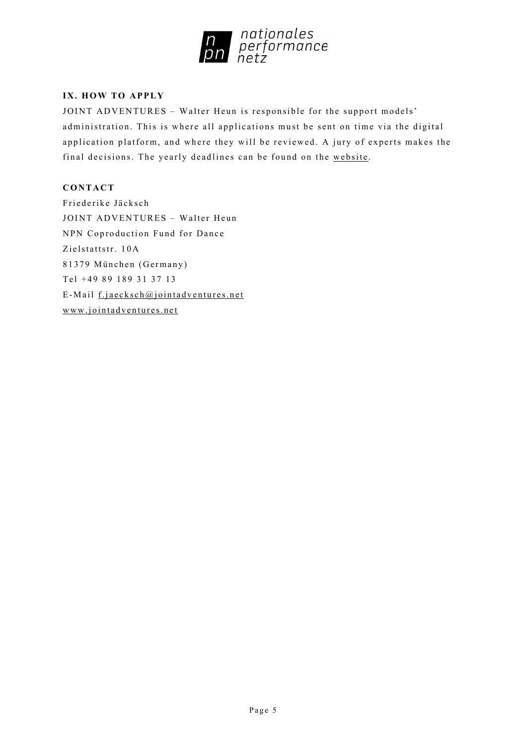## IX. HOW TO APPLY

JOINT ADVENTURES – Walter Heun is responsible for the support models' administration. This is where all applications must be sent on time via the digital application platform, and where they will be reviewed. A jury of experts makes the final decisions. The yearly deadlines can be found on the website.

## CONTACT

Friederike Jäcksch
JOINT ADVENTURES – Walter Heun
NPN Coproduction Fund for Dance
Zielstattstr. 10A
81379 München (Germany)
Tel +49 89 189 31 37 13
E-Mail f.jaecksch@jointadventures.net
www.jointadventures.net